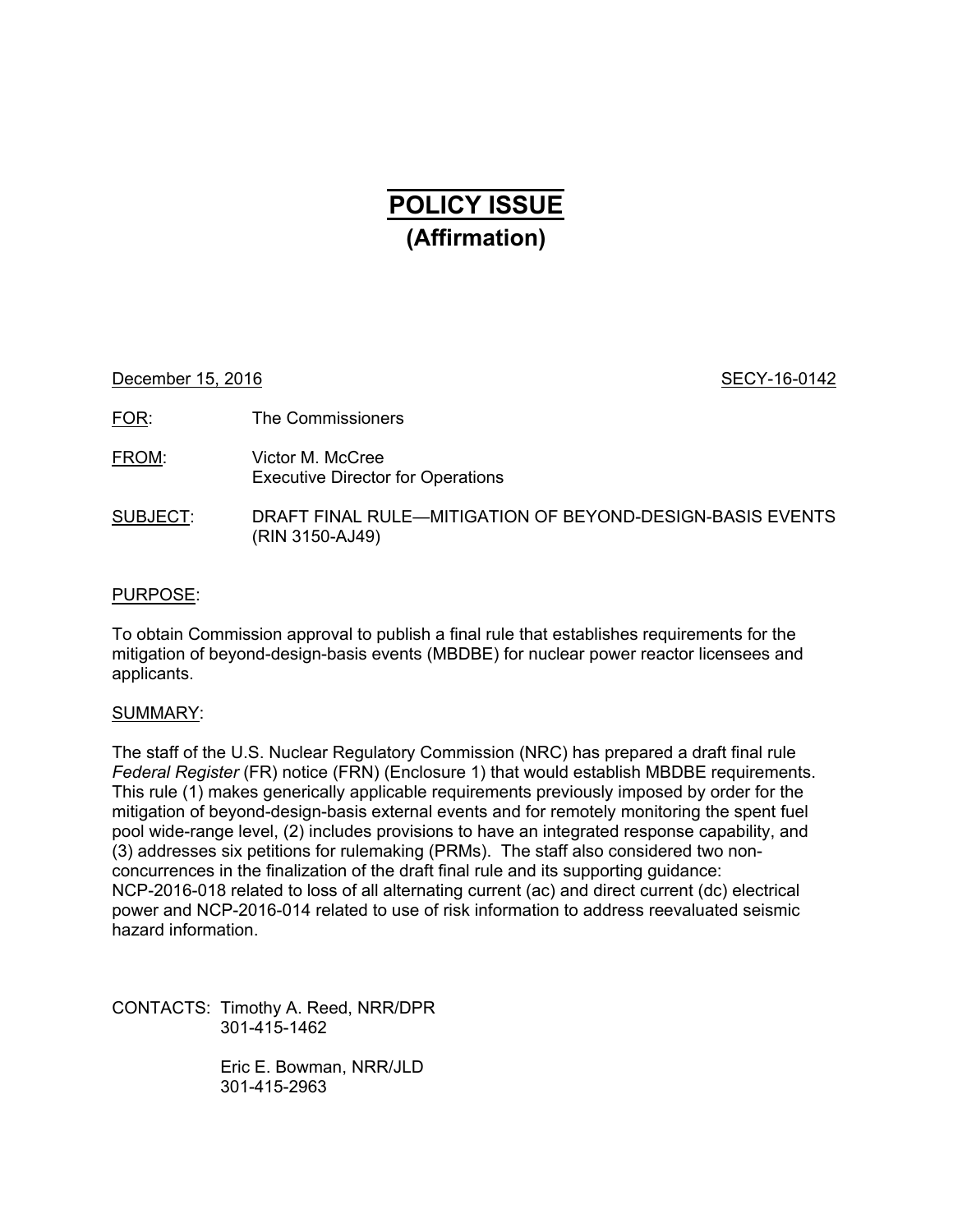# POLICY ISSUE
## (Affirmation)

December 15, 2016 SECY-16-0142

FOR: The Commissioners

FROM: Victor M. McCree
Executive Director for Operations

SUBJECT: DRAFT FINAL RULE—MITIGATION OF BEYOND-DESIGN-BASIS EVENTS (RIN 3150-AJ49)

PURPOSE:

To obtain Commission approval to publish a final rule that establishes requirements for the mitigation of beyond-design-basis events (MBDBE) for nuclear power reactor licensees and applicants.

SUMMARY:

The staff of the U.S. Nuclear Regulatory Commission (NRC) has prepared a draft final rule *Federal Register* (FR) notice (FRN) (Enclosure 1) that would establish MBDBE requirements. This rule (1) makes generically applicable requirements previously imposed by order for the mitigation of beyond-design-basis external events and for remotely monitoring the spent fuel pool wide-range level, (2) includes provisions to have an integrated response capability, and (3) addresses six petitions for rulemaking (PRMs). The staff also considered two non-concurrences in the finalization of the draft final rule and its supporting guidance: NCP-2016-018 related to loss of all alternating current (ac) and direct current (dc) electrical power and NCP-2016-014 related to use of risk information to address reevaluated seismic hazard information.

CONTACTS: Timothy A. Reed, NRR/DPR
301-415-1462

Eric E. Bowman, NRR/JLD
301-415-2963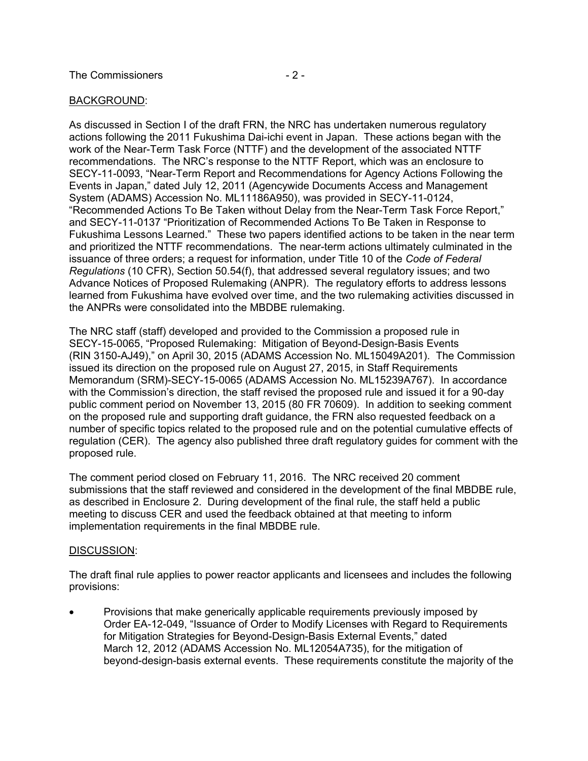BACKGROUND:

As discussed in Section I of the draft FRN, the NRC has undertaken numerous regulatory actions following the 2011 Fukushima Dai-ichi event in Japan. These actions began with the work of the Near-Term Task Force (NTTF) and the development of the associated NTTF recommendations. The NRC's response to the NTTF Report, which was an enclosure to SECY-11-0093, "Near-Term Report and Recommendations for Agency Actions Following the Events in Japan," dated July 12, 2011 (Agencywide Documents Access and Management System (ADAMS) Accession No. ML11186A950), was provided in SECY-11-0124, "Recommended Actions To Be Taken without Delay from the Near-Term Task Force Report," and SECY-11-0137 "Prioritization of Recommended Actions To Be Taken in Response to Fukushima Lessons Learned." These two papers identified actions to be taken in the near term and prioritized the NTTF recommendations. The near-term actions ultimately culminated in the issuance of three orders; a request for information, under Title 10 of the *Code of Federal Regulations* (10 CFR), Section 50.54(f), that addressed several regulatory issues; and two Advance Notices of Proposed Rulemaking (ANPR). The regulatory efforts to address lessons learned from Fukushima have evolved over time, and the two rulemaking activities discussed in the ANPRs were consolidated into the MBDBE rulemaking.

The NRC staff (staff) developed and provided to the Commission a proposed rule in SECY-15-0065, "Proposed Rulemaking: Mitigation of Beyond-Design-Basis Events (RIN 3150-AJ49)," on April 30, 2015 (ADAMS Accession No. ML15049A201). The Commission issued its direction on the proposed rule on August 27, 2015, in Staff Requirements Memorandum (SRM)-SECY-15-0065 (ADAMS Accession No. ML15239A767). In accordance with the Commission's direction, the staff revised the proposed rule and issued it for a 90-day public comment period on November 13, 2015 (80 FR 70609). In addition to seeking comment on the proposed rule and supporting draft guidance, the FRN also requested feedback on a number of specific topics related to the proposed rule and on the potential cumulative effects of regulation (CER). The agency also published three draft regulatory guides for comment with the proposed rule.

The comment period closed on February 11, 2016. The NRC received 20 comment submissions that the staff reviewed and considered in the development of the final MBDBE rule, as described in Enclosure 2. During development of the final rule, the staff held a public meeting to discuss CER and used the feedback obtained at that meeting to inform implementation requirements in the final MBDBE rule.

DISCUSSION:

The draft final rule applies to power reactor applicants and licensees and includes the following provisions:

- Provisions that make generically applicable requirements previously imposed by Order EA-12-049, "Issuance of Order to Modify Licenses with Regard to Requirements for Mitigation Strategies for Beyond-Design-Basis External Events," dated March 12, 2012 (ADAMS Accession No. ML12054A735), for the mitigation of beyond-design-basis external events. These requirements constitute the majority of the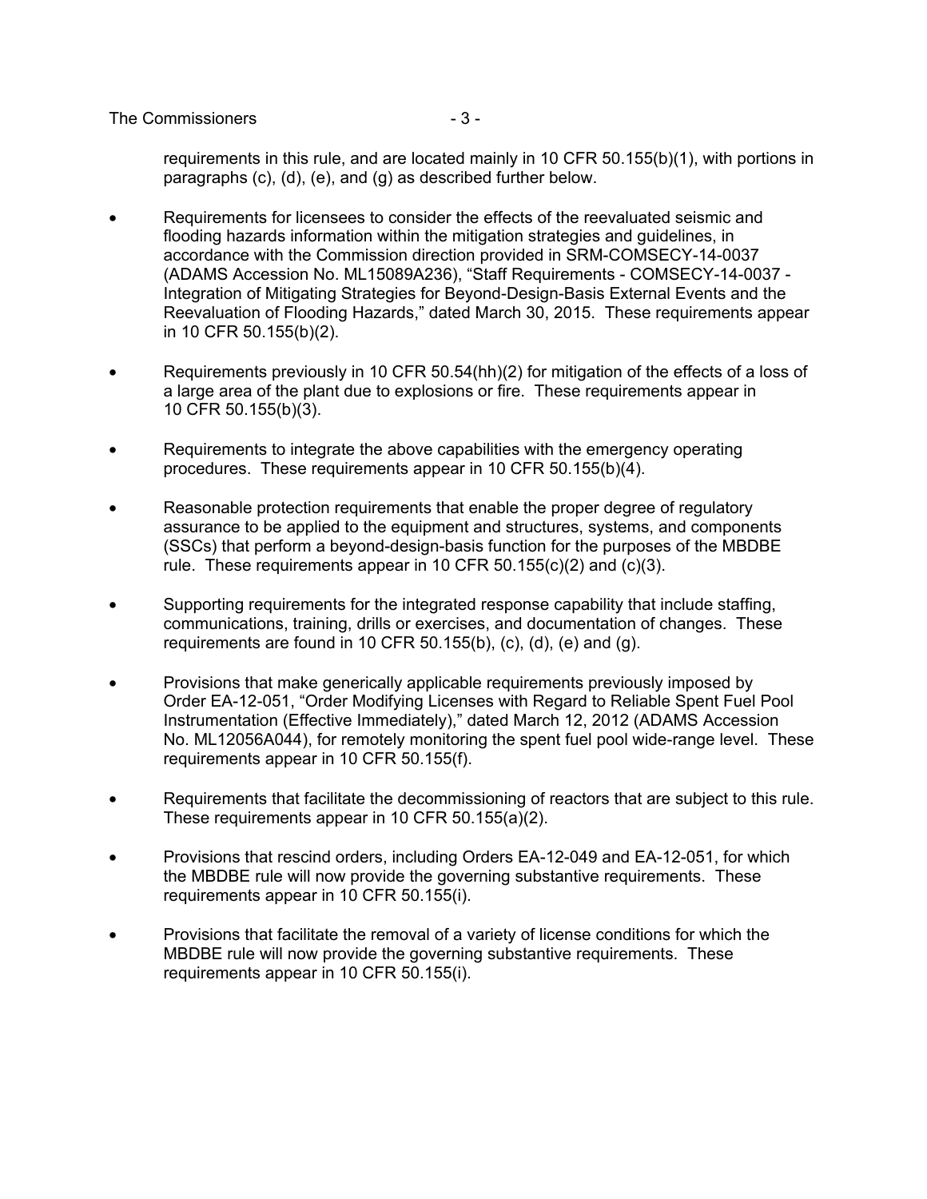requirements in this rule, and are located mainly in 10 CFR 50.155(b)(1), with portions in paragraphs (c), (d), (e), and (g) as described further below.

- Requirements for licensees to consider the effects of the reevaluated seismic and flooding hazards information within the mitigation strategies and guidelines, in accordance with the Commission direction provided in SRM-COMSECY-14-0037 (ADAMS Accession No. ML15089A236), "Staff Requirements - COMSECY-14-0037 - Integration of Mitigating Strategies for Beyond-Design-Basis External Events and the Reevaluation of Flooding Hazards," dated March 30, 2015. These requirements appear in 10 CFR 50.155(b)(2).

- Requirements previously in 10 CFR 50.54(hh)(2) for mitigation of the effects of a loss of a large area of the plant due to explosions or fire. These requirements appear in 10 CFR 50.155(b)(3).

- Requirements to integrate the above capabilities with the emergency operating procedures. These requirements appear in 10 CFR 50.155(b)(4).

- Reasonable protection requirements that enable the proper degree of regulatory assurance to be applied to the equipment and structures, systems, and components (SSCs) that perform a beyond-design-basis function for the purposes of the MBDBE rule. These requirements appear in 10 CFR 50.155(c)(2) and (c)(3).

- Supporting requirements for the integrated response capability that include staffing, communications, training, drills or exercises, and documentation of changes. These requirements are found in 10 CFR 50.155(b), (c), (d), (e) and (g).

- Provisions that make generically applicable requirements previously imposed by Order EA-12-051, "Order Modifying Licenses with Regard to Reliable Spent Fuel Pool Instrumentation (Effective Immediately)," dated March 12, 2012 (ADAMS Accession No. ML12056A044), for remotely monitoring the spent fuel pool wide-range level. These requirements appear in 10 CFR 50.155(f).

- Requirements that facilitate the decommissioning of reactors that are subject to this rule. These requirements appear in 10 CFR 50.155(a)(2).

- Provisions that rescind orders, including Orders EA-12-049 and EA-12-051, for which the MBDBE rule will now provide the governing substantive requirements. These requirements appear in 10 CFR 50.155(i).

- Provisions that facilitate the removal of a variety of license conditions for which the MBDBE rule will now provide the governing substantive requirements. These requirements appear in 10 CFR 50.155(i).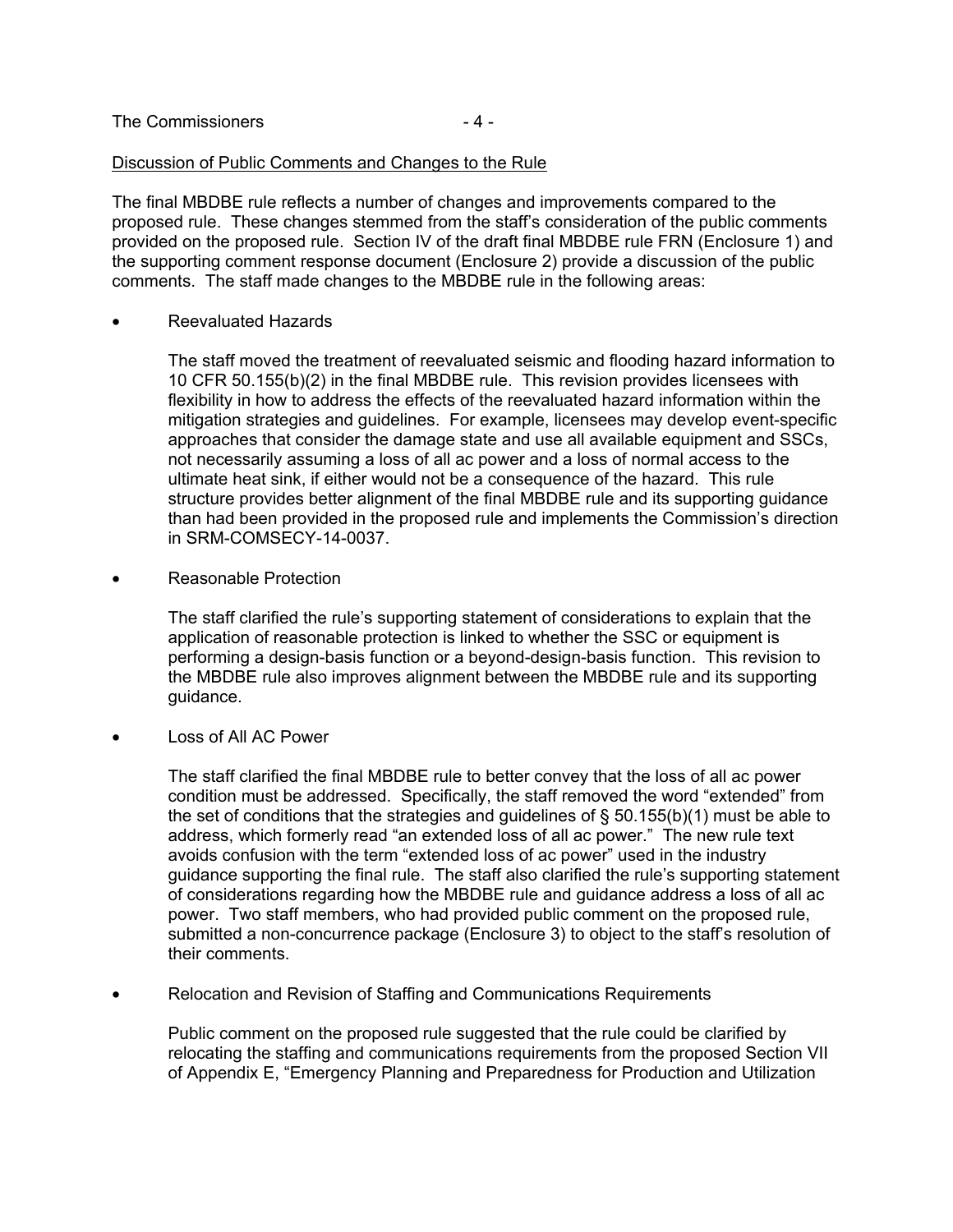Discussion of Public Comments and Changes to the Rule

The final MBDBE rule reflects a number of changes and improvements compared to the proposed rule. These changes stemmed from the staff's consideration of the public comments provided on the proposed rule. Section IV of the draft final MBDBE rule FRN (Enclosure 1) and the supporting comment response document (Enclosure 2) provide a discussion of the public comments. The staff made changes to the MBDBE rule in the following areas:

- Reevaluated Hazards

  The staff moved the treatment of reevaluated seismic and flooding hazard information to 10 CFR 50.155(b)(2) in the final MBDBE rule. This revision provides licensees with flexibility in how to address the effects of the reevaluated hazard information within the mitigation strategies and guidelines. For example, licensees may develop event-specific approaches that consider the damage state and use all available equipment and SSCs, not necessarily assuming a loss of all ac power and a loss of normal access to the ultimate heat sink, if either would not be a consequence of the hazard. This rule structure provides better alignment of the final MBDBE rule and its supporting guidance than had been provided in the proposed rule and implements the Commission's direction in SRM-COMSECY-14-0037.

- Reasonable Protection

  The staff clarified the rule's supporting statement of considerations to explain that the application of reasonable protection is linked to whether the SSC or equipment is performing a design-basis function or a beyond-design-basis function. This revision to the MBDBE rule also improves alignment between the MBDBE rule and its supporting guidance.

- Loss of All AC Power

  The staff clarified the final MBDBE rule to better convey that the loss of all ac power condition must be addressed. Specifically, the staff removed the word "extended" from the set of conditions that the strategies and guidelines of § 50.155(b)(1) must be able to address, which formerly read "an extended loss of all ac power." The new rule text avoids confusion with the term "extended loss of ac power" used in the industry guidance supporting the final rule. The staff also clarified the rule's supporting statement of considerations regarding how the MBDBE rule and guidance address a loss of all ac power. Two staff members, who had provided public comment on the proposed rule, submitted a non-concurrence package (Enclosure 3) to object to the staff's resolution of their comments.

- Relocation and Revision of Staffing and Communications Requirements

  Public comment on the proposed rule suggested that the rule could be clarified by relocating the staffing and communications requirements from the proposed Section VII of Appendix E, "Emergency Planning and Preparedness for Production and Utilization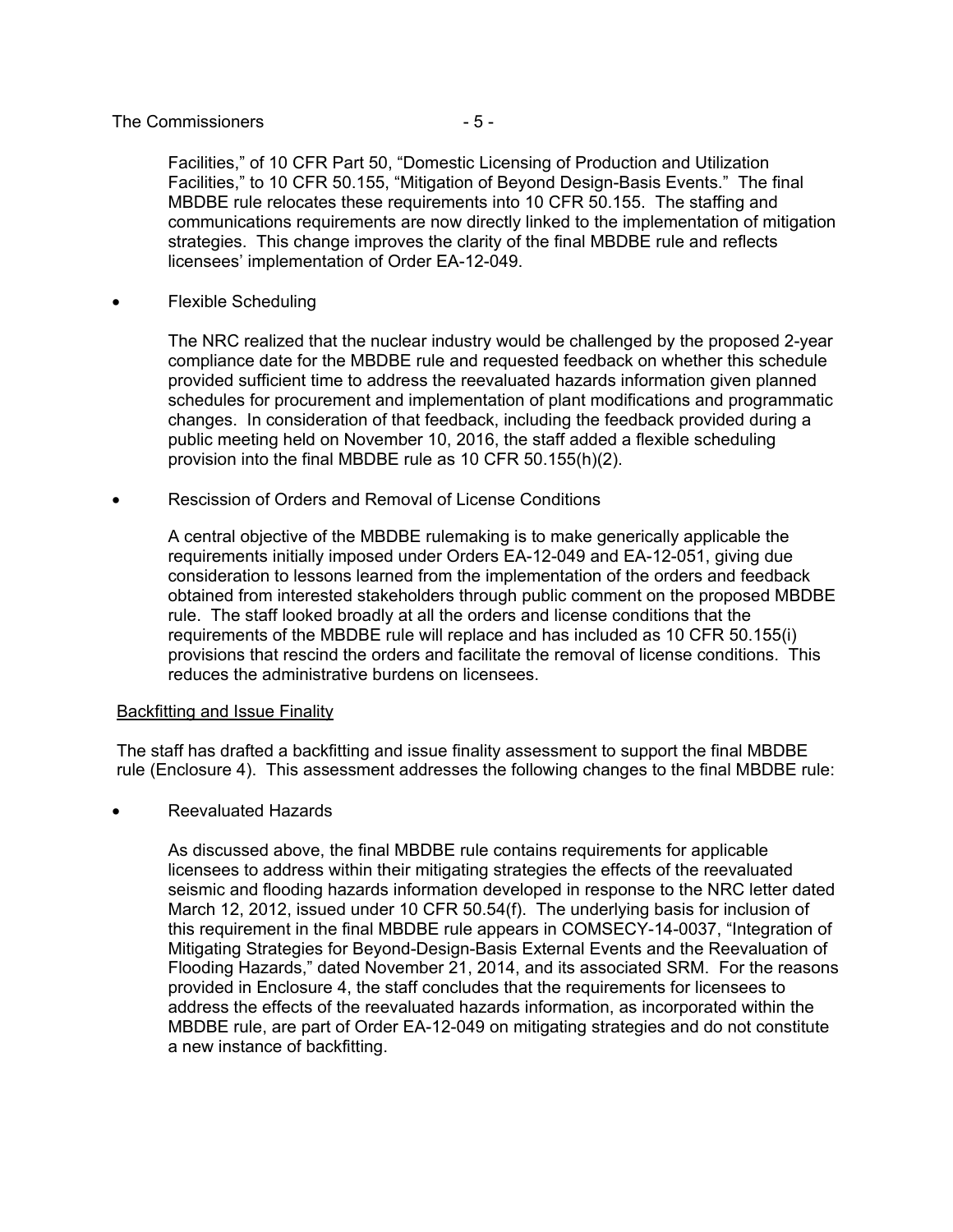Facilities," of 10 CFR Part 50, "Domestic Licensing of Production and Utilization Facilities," to 10 CFR 50.155, "Mitigation of Beyond Design-Basis Events." The final MBDBE rule relocates these requirements into 10 CFR 50.155. The staffing and communications requirements are now directly linked to the implementation of mitigation strategies. This change improves the clarity of the final MBDBE rule and reflects licensees' implementation of Order EA-12-049.

- Flexible Scheduling

  The NRC realized that the nuclear industry would be challenged by the proposed 2-year compliance date for the MBDBE rule and requested feedback on whether this schedule provided sufficient time to address the reevaluated hazards information given planned schedules for procurement and implementation of plant modifications and programmatic changes. In consideration of that feedback, including the feedback provided during a public meeting held on November 10, 2016, the staff added a flexible scheduling provision into the final MBDBE rule as 10 CFR 50.155(h)(2).

- Rescission of Orders and Removal of License Conditions

  A central objective of the MBDBE rulemaking is to make generically applicable the requirements initially imposed under Orders EA-12-049 and EA-12-051, giving due consideration to lessons learned from the implementation of the orders and feedback obtained from interested stakeholders through public comment on the proposed MBDBE rule. The staff looked broadly at all the orders and license conditions that the requirements of the MBDBE rule will replace and has included as 10 CFR 50.155(i) provisions that rescind the orders and facilitate the removal of license conditions. This reduces the administrative burdens on licensees.

Backfitting and Issue Finality

The staff has drafted a backfitting and issue finality assessment to support the final MBDBE rule (Enclosure 4). This assessment addresses the following changes to the final MBDBE rule:

- Reevaluated Hazards

  As discussed above, the final MBDBE rule contains requirements for applicable licensees to address within their mitigating strategies the effects of the reevaluated seismic and flooding hazards information developed in response to the NRC letter dated March 12, 2012, issued under 10 CFR 50.54(f). The underlying basis for inclusion of this requirement in the final MBDBE rule appears in COMSECY-14-0037, "Integration of Mitigating Strategies for Beyond-Design-Basis External Events and the Reevaluation of Flooding Hazards," dated November 21, 2014, and its associated SRM. For the reasons provided in Enclosure 4, the staff concludes that the requirements for licensees to address the effects of the reevaluated hazards information, as incorporated within the MBDBE rule, are part of Order EA-12-049 on mitigating strategies and do not constitute a new instance of backfitting.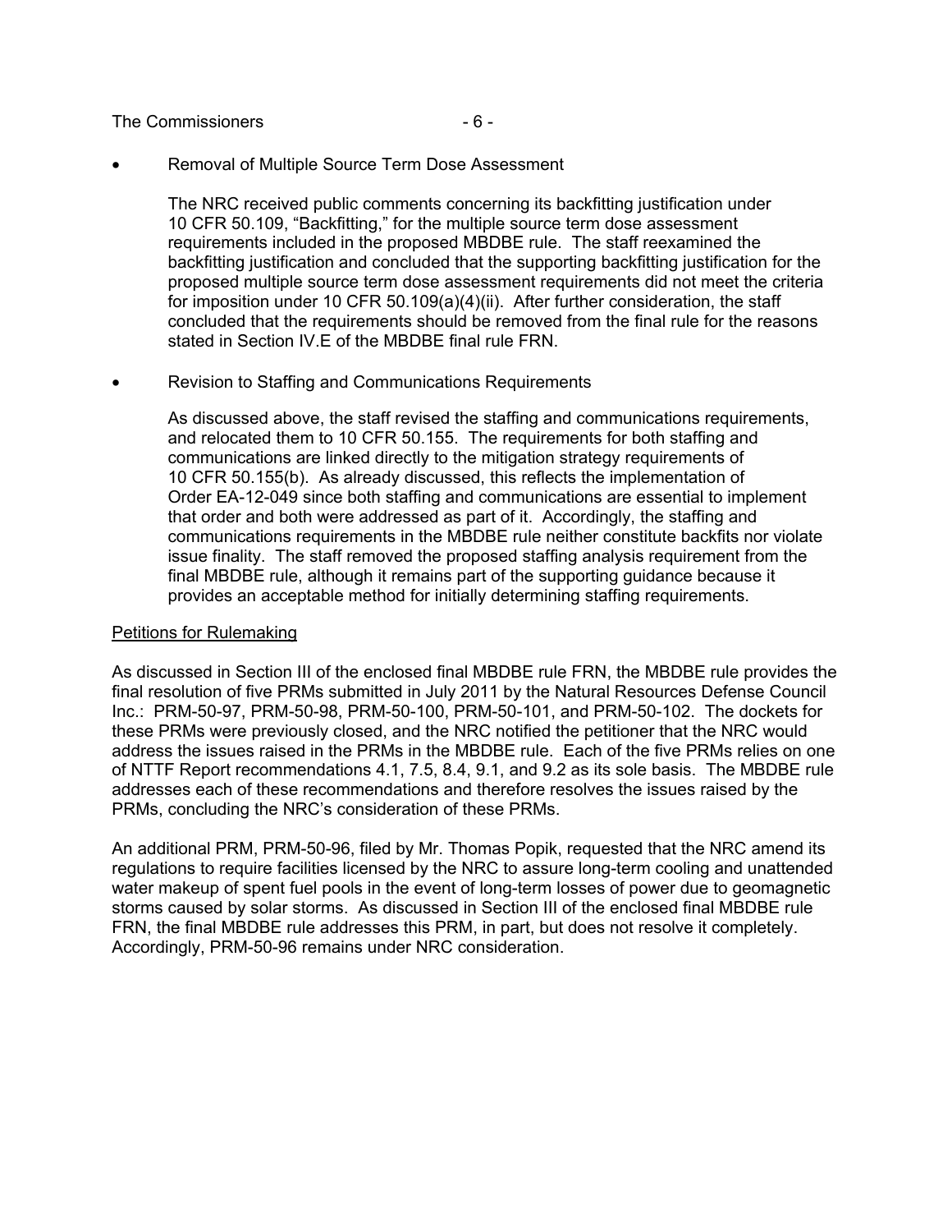- Removal of Multiple Source Term Dose Assessment

  The NRC received public comments concerning its backfitting justification under 10 CFR 50.109, "Backfitting," for the multiple source term dose assessment requirements included in the proposed MBDBE rule. The staff reexamined the backfitting justification and concluded that the supporting backfitting justification for the proposed multiple source term dose assessment requirements did not meet the criteria for imposition under 10 CFR 50.109(a)(4)(ii). After further consideration, the staff concluded that the requirements should be removed from the final rule for the reasons stated in Section IV.E of the MBDBE final rule FRN.

- Revision to Staffing and Communications Requirements

  As discussed above, the staff revised the staffing and communications requirements, and relocated them to 10 CFR 50.155. The requirements for both staffing and communications are linked directly to the mitigation strategy requirements of 10 CFR 50.155(b). As already discussed, this reflects the implementation of Order EA-12-049 since both staffing and communications are essential to implement that order and both were addressed as part of it. Accordingly, the staffing and communications requirements in the MBDBE rule neither constitute backfits nor violate issue finality. The staff removed the proposed staffing analysis requirement from the final MBDBE rule, although it remains part of the supporting guidance because it provides an acceptable method for initially determining staffing requirements.

Petitions for Rulemaking

As discussed in Section III of the enclosed final MBDBE rule FRN, the MBDBE rule provides the final resolution of five PRMs submitted in July 2011 by the Natural Resources Defense Council Inc.: PRM-50-97, PRM-50-98, PRM-50-100, PRM-50-101, and PRM-50-102. The dockets for these PRMs were previously closed, and the NRC notified the petitioner that the NRC would address the issues raised in the PRMs in the MBDBE rule. Each of the five PRMs relies on one of NTTF Report recommendations 4.1, 7.5, 8.4, 9.1, and 9.2 as its sole basis. The MBDBE rule addresses each of these recommendations and therefore resolves the issues raised by the PRMs, concluding the NRC's consideration of these PRMs.

An additional PRM, PRM-50-96, filed by Mr. Thomas Popik, requested that the NRC amend its regulations to require facilities licensed by the NRC to assure long-term cooling and unattended water makeup of spent fuel pools in the event of long-term losses of power due to geomagnetic storms caused by solar storms. As discussed in Section III of the enclosed final MBDBE rule FRN, the final MBDBE rule addresses this PRM, in part, but does not resolve it completely. Accordingly, PRM-50-96 remains under NRC consideration.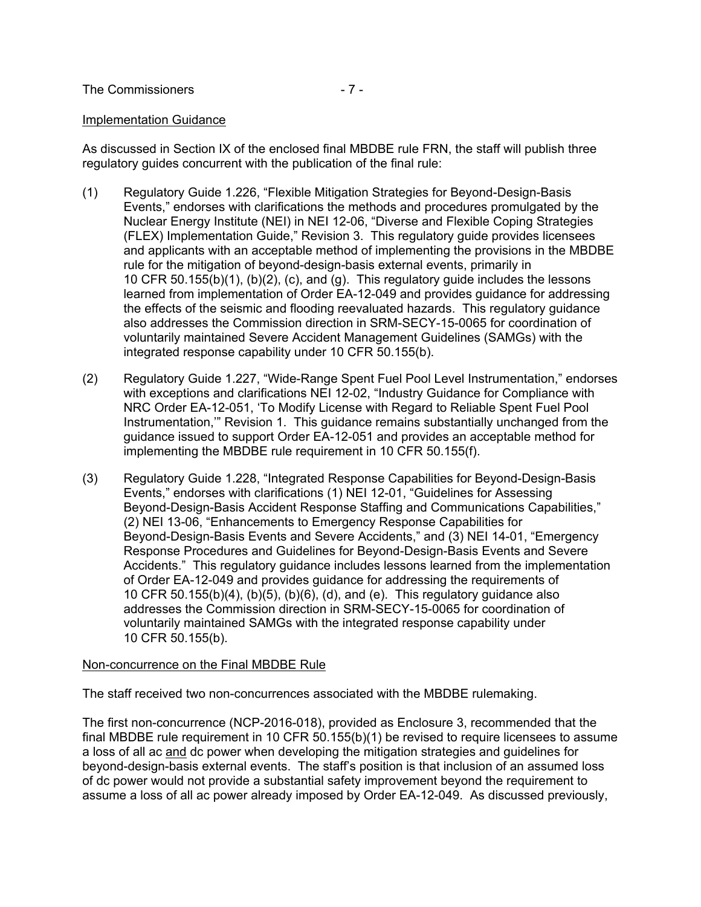Implementation Guidance

As discussed in Section IX of the enclosed final MBDBE rule FRN, the staff will publish three regulatory guides concurrent with the publication of the final rule:

(1) Regulatory Guide 1.226, “Flexible Mitigation Strategies for Beyond-Design-Basis Events,” endorses with clarifications the methods and procedures promulgated by the Nuclear Energy Institute (NEI) in NEI 12-06, “Diverse and Flexible Coping Strategies (FLEX) Implementation Guide,” Revision 3. This regulatory guide provides licensees and applicants with an acceptable method of implementing the provisions in the MBDBE rule for the mitigation of beyond-design-basis external events, primarily in 10 CFR 50.155(b)(1), (b)(2), (c), and (g). This regulatory guide includes the lessons learned from implementation of Order EA-12-049 and provides guidance for addressing the effects of the seismic and flooding reevaluated hazards. This regulatory guidance also addresses the Commission direction in SRM-SECY-15-0065 for coordination of voluntarily maintained Severe Accident Management Guidelines (SAMGs) with the integrated response capability under 10 CFR 50.155(b).

(2) Regulatory Guide 1.227, “Wide-Range Spent Fuel Pool Level Instrumentation,” endorses with exceptions and clarifications NEI 12-02, “Industry Guidance for Compliance with NRC Order EA-12-051, ‘To Modify License with Regard to Reliable Spent Fuel Pool Instrumentation,’” Revision 1. This guidance remains substantially unchanged from the guidance issued to support Order EA-12-051 and provides an acceptable method for implementing the MBDBE rule requirement in 10 CFR 50.155(f).

(3) Regulatory Guide 1.228, “Integrated Response Capabilities for Beyond-Design-Basis Events,” endorses with clarifications (1) NEI 12-01, “Guidelines for Assessing Beyond-Design-Basis Accident Response Staffing and Communications Capabilities,” (2) NEI 13-06, “Enhancements to Emergency Response Capabilities for Beyond-Design-Basis Events and Severe Accidents,” and (3) NEI 14-01, “Emergency Response Procedures and Guidelines for Beyond-Design-Basis Events and Severe Accidents.” This regulatory guidance includes lessons learned from the implementation of Order EA-12-049 and provides guidance for addressing the requirements of 10 CFR 50.155(b)(4), (b)(5), (b)(6), (d), and (e). This regulatory guidance also addresses the Commission direction in SRM-SECY-15-0065 for coordination of voluntarily maintained SAMGs with the integrated response capability under 10 CFR 50.155(b).

Non-concurrence on the Final MBDBE Rule

The staff received two non-concurrences associated with the MBDBE rulemaking.

The first non-concurrence (NCP-2016-018), provided as Enclosure 3, recommended that the final MBDBE rule requirement in 10 CFR 50.155(b)(1) be revised to require licensees to assume a loss of all ac and dc power when developing the mitigation strategies and guidelines for beyond-design-basis external events. The staff’s position is that inclusion of an assumed loss of dc power would not provide a substantial safety improvement beyond the requirement to assume a loss of all ac power already imposed by Order EA-12-049. As discussed previously,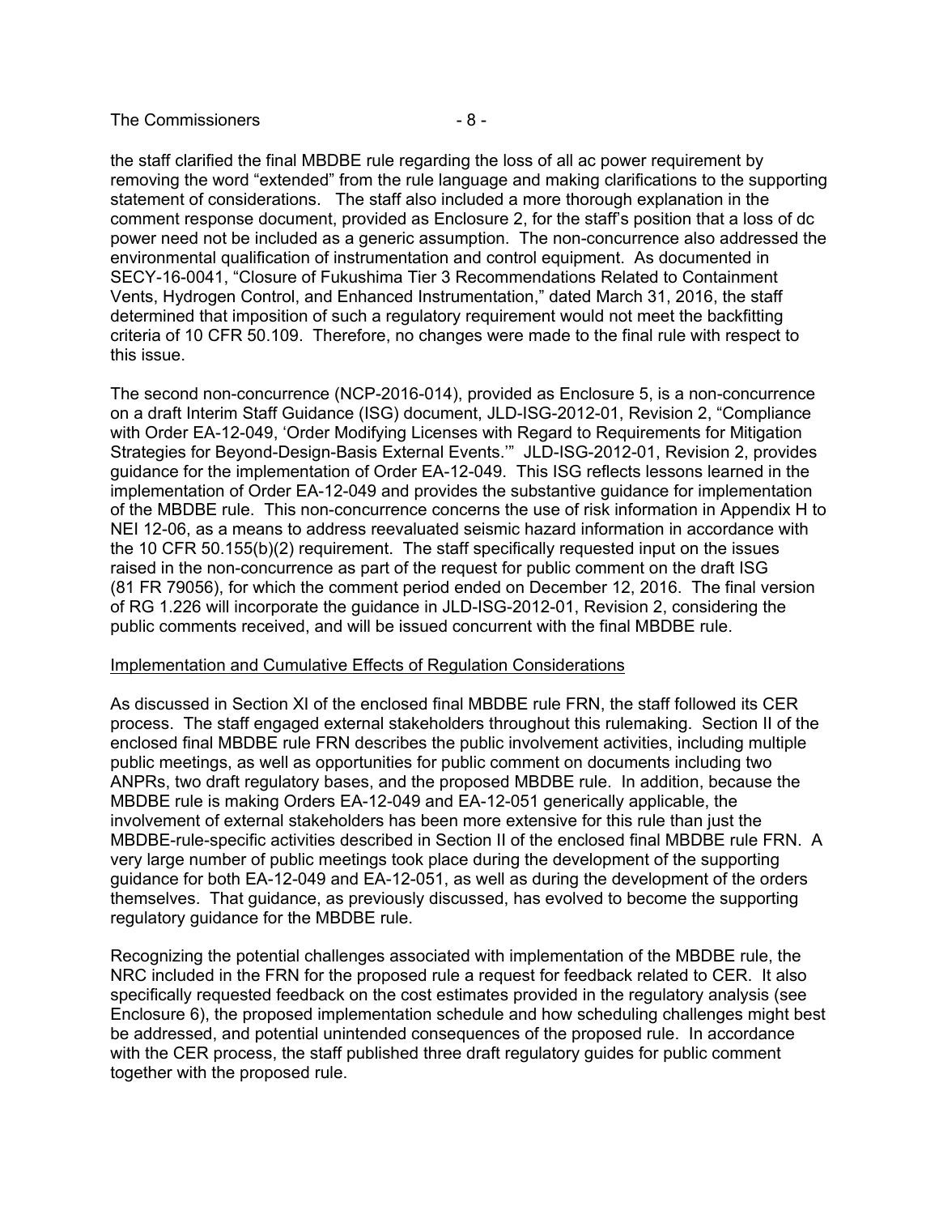the staff clarified the final MBDBE rule regarding the loss of all ac power requirement by removing the word "extended" from the rule language and making clarifications to the supporting statement of considerations. The staff also included a more thorough explanation in the comment response document, provided as Enclosure 2, for the staff's position that a loss of dc power need not be included as a generic assumption. The non-concurrence also addressed the environmental qualification of instrumentation and control equipment. As documented in SECY-16-0041, "Closure of Fukushima Tier 3 Recommendations Related to Containment Vents, Hydrogen Control, and Enhanced Instrumentation," dated March 31, 2016, the staff determined that imposition of such a regulatory requirement would not meet the backfitting criteria of 10 CFR 50.109. Therefore, no changes were made to the final rule with respect to this issue.

The second non-concurrence (NCP-2016-014), provided as Enclosure 5, is a non-concurrence on a draft Interim Staff Guidance (ISG) document, JLD-ISG-2012-01, Revision 2, "Compliance with Order EA-12-049, 'Order Modifying Licenses with Regard to Requirements for Mitigation Strategies for Beyond-Design-Basis External Events.'" JLD-ISG-2012-01, Revision 2, provides guidance for the implementation of Order EA-12-049. This ISG reflects lessons learned in the implementation of Order EA-12-049 and provides the substantive guidance for implementation of the MBDBE rule. This non-concurrence concerns the use of risk information in Appendix H to NEI 12-06, as a means to address reevaluated seismic hazard information in accordance with the 10 CFR 50.155(b)(2) requirement. The staff specifically requested input on the issues raised in the non-concurrence as part of the request for public comment on the draft ISG (81 FR 79056), for which the comment period ended on December 12, 2016. The final version of RG 1.226 will incorporate the guidance in JLD-ISG-2012-01, Revision 2, considering the public comments received, and will be issued concurrent with the final MBDBE rule.

Implementation and Cumulative Effects of Regulation Considerations

As discussed in Section XI of the enclosed final MBDBE rule FRN, the staff followed its CER process. The staff engaged external stakeholders throughout this rulemaking. Section II of the enclosed final MBDBE rule FRN describes the public involvement activities, including multiple public meetings, as well as opportunities for public comment on documents including two ANPRs, two draft regulatory bases, and the proposed MBDBE rule. In addition, because the MBDBE rule is making Orders EA-12-049 and EA-12-051 generically applicable, the involvement of external stakeholders has been more extensive for this rule than just the MBDBE-rule-specific activities described in Section II of the enclosed final MBDBE rule FRN. A very large number of public meetings took place during the development of the supporting guidance for both EA-12-049 and EA-12-051, as well as during the development of the orders themselves. That guidance, as previously discussed, has evolved to become the supporting regulatory guidance for the MBDBE rule.

Recognizing the potential challenges associated with implementation of the MBDBE rule, the NRC included in the FRN for the proposed rule a request for feedback related to CER. It also specifically requested feedback on the cost estimates provided in the regulatory analysis (see Enclosure 6), the proposed implementation schedule and how scheduling challenges might best be addressed, and potential unintended consequences of the proposed rule. In accordance with the CER process, the staff published three draft regulatory guides for public comment together with the proposed rule.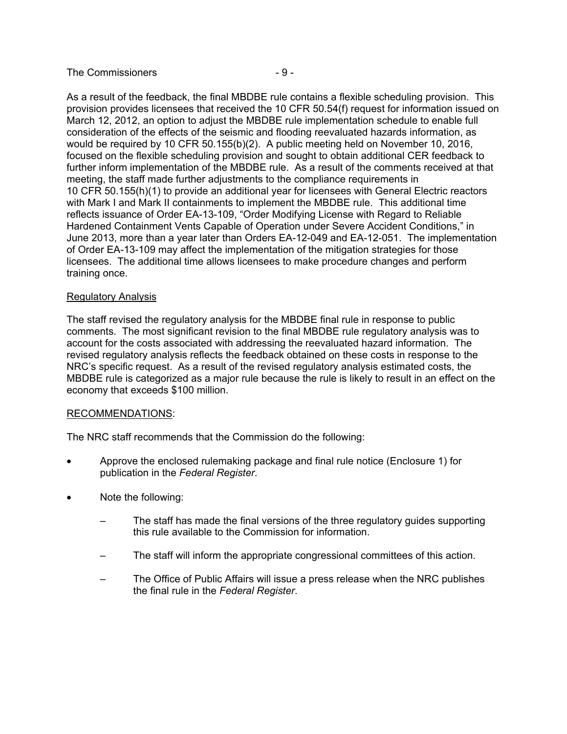As a result of the feedback, the final MBDBE rule contains a flexible scheduling provision. This provision provides licensees that received the 10 CFR 50.54(f) request for information issued on March 12, 2012, an option to adjust the MBDBE rule implementation schedule to enable full consideration of the effects of the seismic and flooding reevaluated hazards information, as would be required by 10 CFR 50.155(b)(2). A public meeting held on November 10, 2016, focused on the flexible scheduling provision and sought to obtain additional CER feedback to further inform implementation of the MBDBE rule. As a result of the comments received at that meeting, the staff made further adjustments to the compliance requirements in 10 CFR 50.155(h)(1) to provide an additional year for licensees with General Electric reactors with Mark I and Mark II containments to implement the MBDBE rule. This additional time reflects issuance of Order EA-13-109, "Order Modifying License with Regard to Reliable Hardened Containment Vents Capable of Operation under Severe Accident Conditions," in June 2013, more than a year later than Orders EA-12-049 and EA-12-051. The implementation of Order EA-13-109 may affect the implementation of the mitigation strategies for those licensees. The additional time allows licensees to make procedure changes and perform training once.

<u>Regulatory Analysis</u>

The staff revised the regulatory analysis for the MBDBE final rule in response to public comments. The most significant revision to the final MBDBE rule regulatory analysis was to account for the costs associated with addressing the reevaluated hazard information. The revised regulatory analysis reflects the feedback obtained on these costs in response to the NRC's specific request. As a result of the revised regulatory analysis estimated costs, the MBDBE rule is categorized as a major rule because the rule is likely to result in an effect on the economy that exceeds $100 million.

<u>RECOMMENDATIONS</u>:

The NRC staff recommends that the Commission do the following:

- Approve the enclosed rulemaking package and final rule notice (Enclosure 1) for publication in the *Federal Register*.
- Note the following:
  - The staff has made the final versions of the three regulatory guides supporting this rule available to the Commission for information.
  - The staff will inform the appropriate congressional committees of this action.
  - The Office of Public Affairs will issue a press release when the NRC publishes the final rule in the *Federal Register*.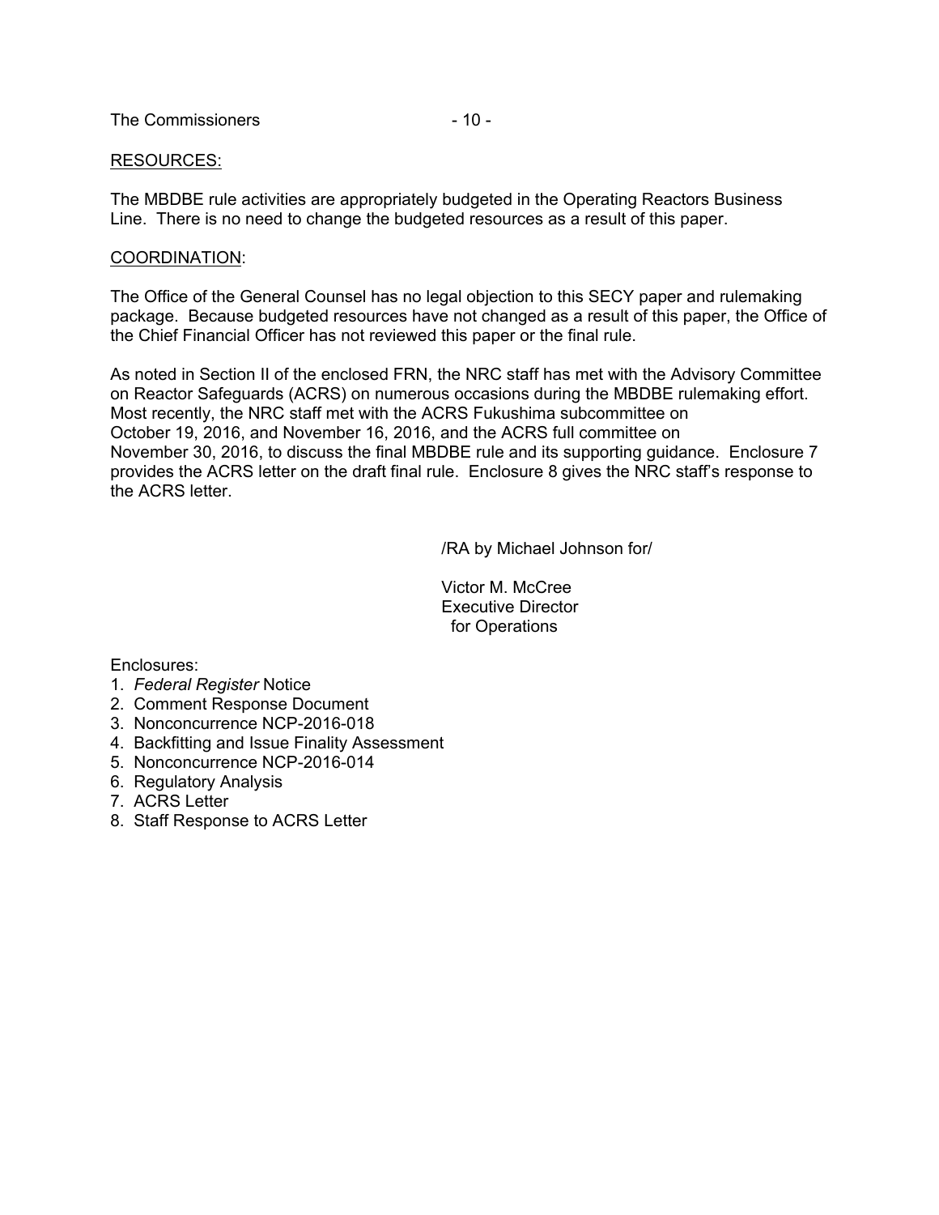RESOURCES:

The MBDBE rule activities are appropriately budgeted in the Operating Reactors Business Line. There is no need to change the budgeted resources as a result of this paper.

COORDINATION:

The Office of the General Counsel has no legal objection to this SECY paper and rulemaking package. Because budgeted resources have not changed as a result of this paper, the Office of the Chief Financial Officer has not reviewed this paper or the final rule.

As noted in Section II of the enclosed FRN, the NRC staff has met with the Advisory Committee on Reactor Safeguards (ACRS) on numerous occasions during the MBDBE rulemaking effort. Most recently, the NRC staff met with the ACRS Fukushima subcommittee on October 19, 2016, and November 16, 2016, and the ACRS full committee on November 30, 2016, to discuss the final MBDBE rule and its supporting guidance. Enclosure 7 provides the ACRS letter on the draft final rule. Enclosure 8 gives the NRC staff's response to the ACRS letter.

/RA by Michael Johnson for/

Victor M. McCree
Executive Director
for Operations

Enclosures:
1. *Federal Register* Notice
2. Comment Response Document
3. Nonconcurrence NCP-2016-018
4. Backfitting and Issue Finality Assessment
5. Nonconcurrence NCP-2016-014
6. Regulatory Analysis
7. ACRS Letter
8. Staff Response to ACRS Letter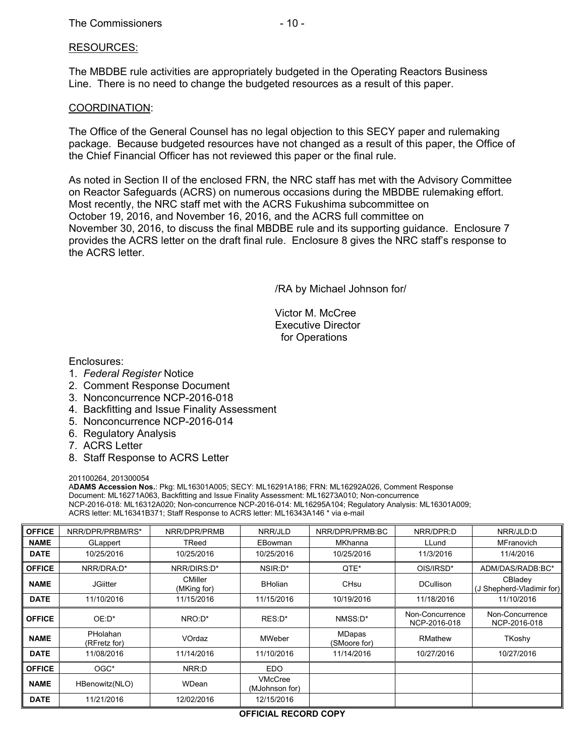RESOURCES:

The MBDBE rule activities are appropriately budgeted in the Operating Reactors Business Line. There is no need to change the budgeted resources as a result of this paper.

COORDINATION:

The Office of the General Counsel has no legal objection to this SECY paper and rulemaking package. Because budgeted resources have not changed as a result of this paper, the Office of the Chief Financial Officer has not reviewed this paper or the final rule.

As noted in Section II of the enclosed FRN, the NRC staff has met with the Advisory Committee on Reactor Safeguards (ACRS) on numerous occasions during the MBDBE rulemaking effort. Most recently, the NRC staff met with the ACRS Fukushima subcommittee on October 19, 2016, and November 16, 2016, and the ACRS full committee on November 30, 2016, to discuss the final MBDBE rule and its supporting guidance. Enclosure 7 provides the ACRS letter on the draft final rule. Enclosure 8 gives the NRC staff's response to the ACRS letter.

/RA by Michael Johnson for/

Victor M. McCree
Executive Director
for Operations

Enclosures:
1. *Federal Register* Notice
2. Comment Response Document
3. Nonconcurrence NCP-2016-018
4. Backfitting and Issue Finality Assessment
5. Nonconcurrence NCP-2016-014
6. Regulatory Analysis
7. ACRS Letter
8. Staff Response to ACRS Letter

201100264, 201300054
**ADAMS Accession Nos.**: Pkg: ML16301A005; SECY: ML16291A186; FRN: ML16292A026, Comment Response Document: ML16271A063, Backfitting and Issue Finality Assessment: ML16273A010; Non-concurrence NCP-2016-018: ML16312A020; Non-concurrence NCP-2016-014: ML16295A104; Regulatory Analysis: ML16301A009; ACRS letter: ML16341B371; Staff Response to ACRS letter: ML16343A146 * via e-mail

| | | | | | | |
|---|---|---|---|---|---|---|
| **OFFICE** | NRR/DPR/PRBM/RS* | NRR/DPR/PRMB | NRR/JLD | NRR/DPR/PRMB:BC | NRR/DPR:D | NRR/JLD:D |
| **NAME** | GLappert | TReed | EBowman | MKhanna | LLund | MFranovich |
| **DATE** | 10/25/2016 | 10/25/2016 | 10/25/2016 | 10/25/2016 | 11/3/2016 | 11/4/2016 |
| **OFFICE** | NRR/DRA:D* | NRR/DIRS:D* | NSIR:D* | QTE* | OIS/IRSD* | ADM/DAS/RADB:BC* |
| **NAME** | JGiitter | CMiller (MKing for) | BHolian | CHsu | DCullison | CBladey (J Shepherd-Vladimir for) |
| **DATE** | 11/10/2016 | 11/15/2016 | 11/15/2016 | 10/19/2016 | 11/18/2016 | 11/10/2016 |
| **OFFICE** | OE:D* | NRO:D* | RES:D* | NMSS:D* | Non-Concurrence NCP-2016-018 | Non-Concurrence NCP-2016-018 |
| **NAME** | PHolahan (RFretz for) | VOrdaz | MWeber | MDapas (SMoore for) | RMathew | TKoshy |
| **DATE** | 11/08/2016 | 11/14/2016 | 11/10/2016 | 11/14/2016 | 10/27/2016 | 10/27/2016 |
| **OFFICE** | OGC* | NRR:D | EDO | | | |
| **NAME** | HBenowitz(NLO) | WDean | VMcCree (MJohnson for) | | | |
| **DATE** | 11/21/2016 | 12/02/2016 | 12/15/2016 | | | |

**OFFICIAL RECORD COPY**